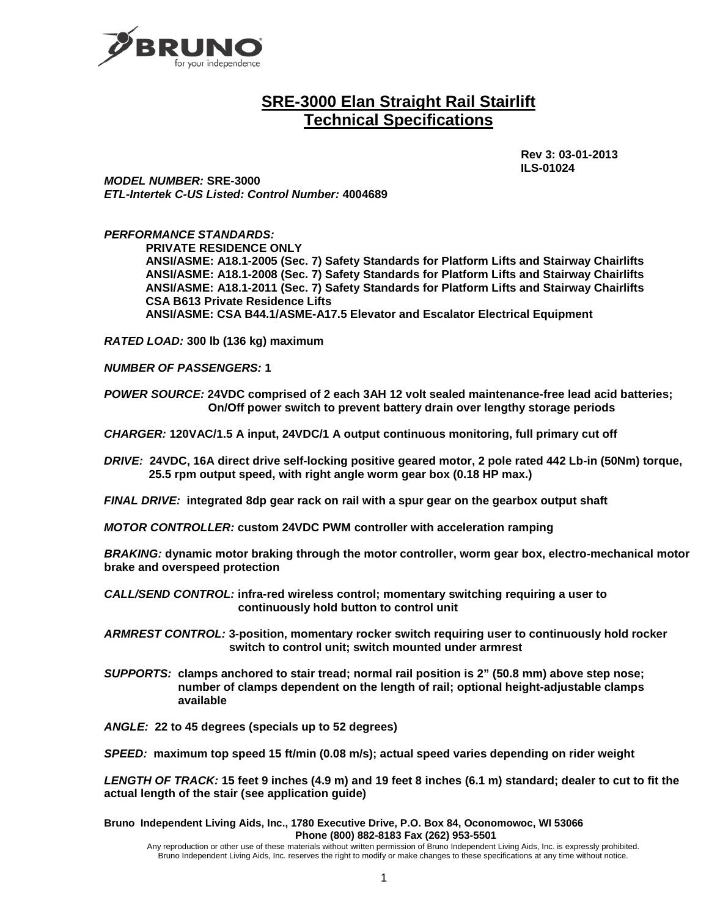# SRE-3000 Elan Straight Rail Stairlift
## Technical Specifications

**Rev 3: 03-01-2013**
**ILS-01024**

***MODEL NUMBER:*** **SRE-3000**
***ETL-Intertek C-US Listed: Control Number:*** **4004689**

***PERFORMANCE STANDARDS:***

**PRIVATE RESIDENCE ONLY**
**ANSI/ASME: A18.1-2005 (Sec. 7) Safety Standards for Platform Lifts and Stairway Chairlifts**
**ANSI/ASME: A18.1-2008 (Sec. 7) Safety Standards for Platform Lifts and Stairway Chairlifts**
**ANSI/ASME: A18.1-2011 (Sec. 7) Safety Standards for Platform Lifts and Stairway Chairlifts**
**CSA B613 Private Residence Lifts**
**ANSI/ASME: CSA B44.1/ASME-A17.5 Elevator and Escalator Electrical Equipment**

***RATED LOAD:*** **300 lb (136 kg) maximum**

***NUMBER OF PASSENGERS:*** **1**

***POWER SOURCE:*** **24VDC comprised of 2 each 3AH 12 volt sealed maintenance-free lead acid batteries; On/Off power switch to prevent battery drain over lengthy storage periods**

***CHARGER:*** **120VAC/1.5 A input, 24VDC/1 A output continuous monitoring, full primary cut off**

***DRIVE:*** **24VDC, 16A direct drive self-locking positive geared motor, 2 pole rated 442 Lb-in (50Nm) torque, 25.5 rpm output speed, with right angle worm gear box (0.18 HP max.)**

***FINAL DRIVE:*** **integrated 8dp gear rack on rail with a spur gear on the gearbox output shaft**

***MOTOR CONTROLLER:*** **custom 24VDC PWM controller with acceleration ramping**

***BRAKING:*** **dynamic motor braking through the motor controller, worm gear box, electro-mechanical motor brake and overspeed protection**

***CALL/SEND CONTROL:*** **infra-red wireless control; momentary switching requiring a user to continuously hold button to control unit**

***ARMREST CONTROL:*** **3-position, momentary rocker switch requiring user to continuously hold rocker switch to control unit; switch mounted under armrest**

***SUPPORTS:*** **clamps anchored to stair tread; normal rail position is 2" (50.8 mm) above step nose; number of clamps dependent on the length of rail; optional height-adjustable clamps available**

***ANGLE:*** **22 to 45 degrees (specials up to 52 degrees)**

***SPEED:*** **maximum top speed 15 ft/min (0.08 m/s); actual speed varies depending on rider weight**

***LENGTH OF TRACK:*** **15 feet 9 inches (4.9 m) and 19 feet 8 inches (6.1 m) standard; dealer to cut to fit the actual length of the stair (see application guide)**

**Bruno Independent Living Aids, Inc., 1780 Executive Drive, P.O. Box 84, Oconomowoc, WI 53066**
**Phone (800) 882-8183 Fax (262) 953-5501**

Any reproduction or other use of these materials without written permission of Bruno Independent Living Aids, Inc. is expressly prohibited.
Bruno Independent Living Aids, Inc. reserves the right to modify or make changes to these specifications at any time without notice.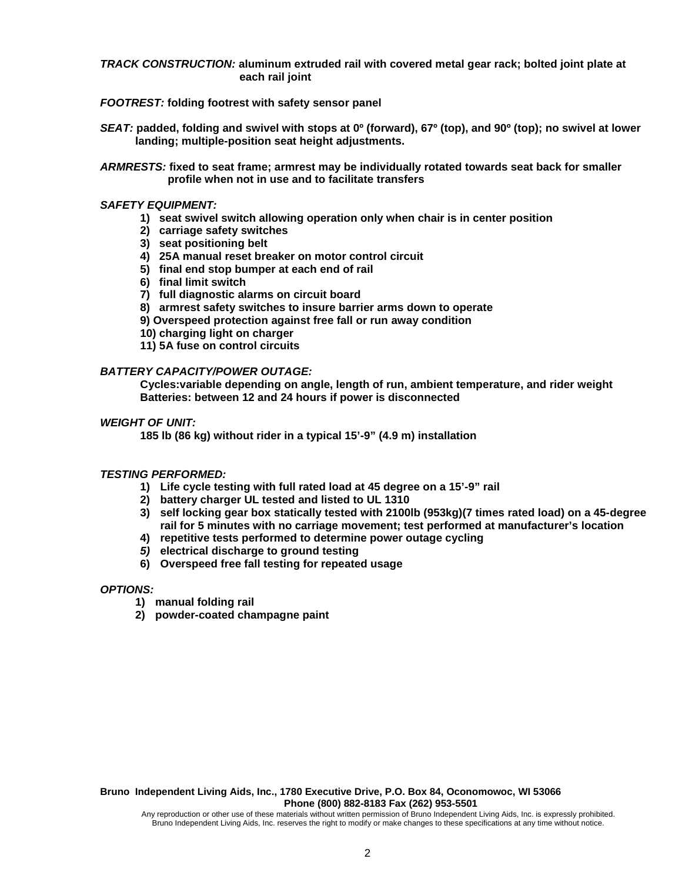***TRACK CONSTRUCTION:*** **aluminum extruded rail with covered metal gear rack; bolted joint plate at each rail joint**

***FOOTREST:*** **folding footrest with safety sensor panel**

***SEAT:*** **padded, folding and swivel with stops at 0º (forward), 67º (top), and 90º (top); no swivel at lower landing; multiple-position seat height adjustments.**

***ARMRESTS:*** **fixed to seat frame; armrest may be individually rotated towards seat back for smaller profile when not in use and to facilitate transfers**

***SAFETY EQUIPMENT:***

1) **seat swivel switch allowing operation only when chair is in center position**
2) **carriage safety switches**
3) **seat positioning belt**
4) **25A manual reset breaker on motor control circuit**
5) **final end stop bumper at each end of rail**
6) **final limit switch**
7) **full diagnostic alarms on circuit board**
8) **armrest safety switches to insure barrier arms down to operate**
9) **Overspeed protection against free fall or run away condition**
10) **charging light on charger**
11) **5A fuse on control circuits**

***BATTERY CAPACITY/POWER OUTAGE:***

**Cycles:variable depending on angle, length of run, ambient temperature, and rider weight**
**Batteries: between 12 and 24 hours if power is disconnected**

***WEIGHT OF UNIT:***

**185 lb (86 kg) without rider in a typical 15'-9" (4.9 m) installation**

***TESTING PERFORMED:***

1) **Life cycle testing with full rated load at 45 degree on a 15'-9" rail**
2) **battery charger UL tested and listed to UL 1310**
3) **self locking gear box statically tested with 2100lb (953kg)(7 times rated load) on a 45-degree rail for 5 minutes with no carriage movement; test performed at manufacturer's location**
4) **repetitive tests performed to determine power outage cycling**
5) **electrical discharge to ground testing**
6) **Overspeed free fall testing for repeated usage**

***OPTIONS:***

1) **manual folding rail**
2) **powder-coated champagne paint**

**Bruno Independent Living Aids, Inc., 1780 Executive Drive, P.O. Box 84, Oconomowoc, WI 53066**
**Phone (800) 882-8183 Fax (262) 953-5501**

Any reproduction or other use of these materials without written permission of Bruno Independent Living Aids, Inc. is expressly prohibited.
Bruno Independent Living Aids, Inc. reserves the right to modify or make changes to these specifications at any time without notice.